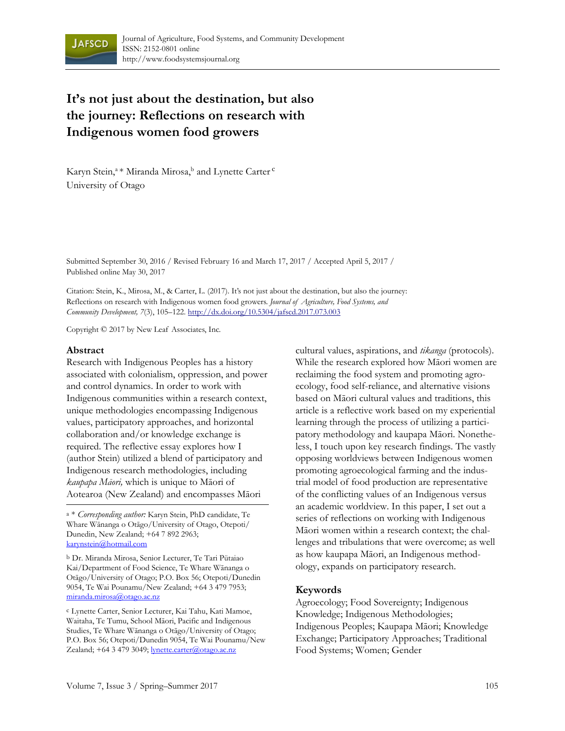Journal of Agriculture, Food Systems, and Community Development
ISSN: 2152-0801 online
http://www.foodsystemsjournal.org

# It's not just about the destination, but also the journey: Reflections on research with Indigenous women food growers

Karyn Stein,[a]* Miranda Mirosa,[b] and Lynette Carter[c]
University of Otago

Submitted September 30, 2016 / Revised February 16 and March 17, 2017 / Accepted April 5, 2017 / Published online May 30, 2017

Citation: Stein, K., Mirosa, M., & Carter, L. (2017). It's not just about the destination, but also the journey: Reflections on research with Indigenous women food growers. *Journal of Agriculture, Food Systems, and Community Development, 7*(3), 105–122. http://dx.doi.org/10.5304/jafscd.2017.073.003

Copyright © 2017 by New Leaf Associates, Inc.

## Abstract

Research with Indigenous Peoples has a history associated with colonialism, oppression, and power and control dynamics. In order to work with Indigenous communities within a research context, unique methodologies encompassing Indigenous values, participatory approaches, and horizontal collaboration and/or knowledge exchange is required. The reflective essay explores how I (author Stein) utilized a blend of participatory and Indigenous research methodologies, including *kaupapa Māori,* which is unique to Māori of Aotearoa (New Zealand) and encompasses Māori cultural values, aspirations, and *tikanga* (protocols). While the research explored how Māori women are reclaiming the food system and promoting agro-ecology, food self-reliance, and alternative visions based on Māori cultural values and traditions, this article is a reflective work based on my experiential learning through the process of utilizing a participatory methodology and kaupapa Māori. Nonetheless, I touch upon key research findings. The vastly opposing worldviews between Indigenous women promoting agroecological farming and the industrial model of food production are representative of the conflicting values of an Indigenous versus an academic worldview. In this paper, I set out a series of reflections on working with Indigenous Māori women within a research context; the challenges and tribulations that were overcome; as well as how kaupapa Māori, an Indigenous methodology, expands on participatory research.

## Keywords

Agroecology; Food Sovereignty; Indigenous Knowledge; Indigenous Methodologies; Indigenous Peoples; Kaupapa Māori; Knowledge Exchange; Participatory Approaches; Traditional Food Systems; Women; Gender

---

[a] * *Corresponding author:* Karyn Stein, PhD candidate, Te Whare Wānanga o Otāgo/University of Otago, Otepoti/Dunedin, New Zealand; +64 7 892 2963; karynstein@hotmail.com

[b] Dr. Miranda Mirosa, Senior Lecturer, Te Tari Pūtaiao Kai/Department of Food Science, Te Whare Wānanga o Otāgo/University of Otago; P.O. Box 56; Otepoti/Dunedin 9054, Te Wai Pounamu/New Zealand; +64 3 479 7953; miranda.mirosa@otago.ac.nz

[c] Lynette Carter, Senior Lecturer, Kai Tahu, Kati Mamoe, Waitaha, Te Tumu, School Māori, Pacific and Indigenous Studies, Te Whare Wānanga o Otāgo/University of Otago; P.O. Box 56; Otepoti/Dunedin 9054, Te Wai Pounamu/New Zealand; +64 3 479 3049; lynette.carter@otago.ac.nz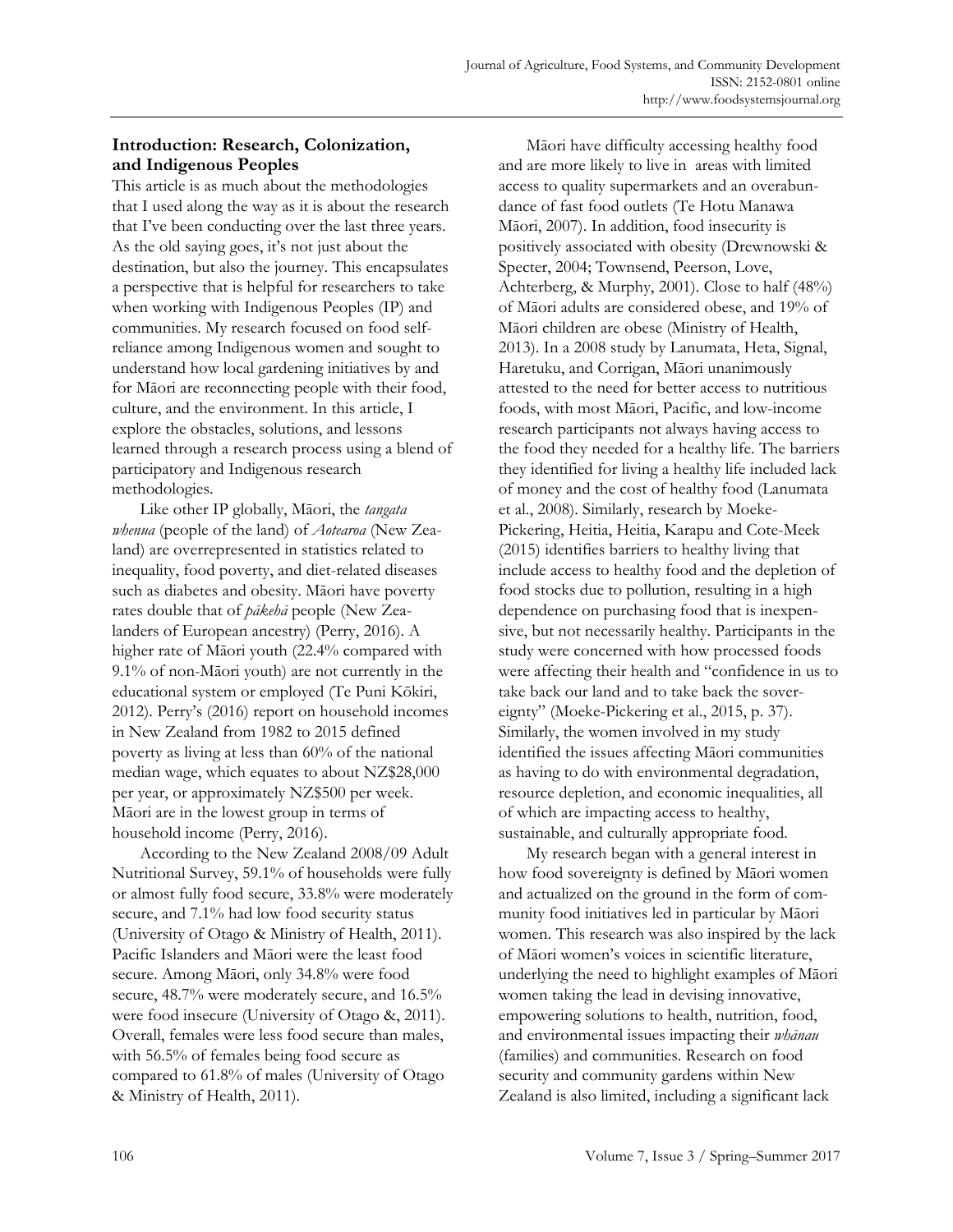## Introduction: Research, Colonization, and Indigenous Peoples

This article is as much about the methodologies that I used along the way as it is about the research that I've been conducting over the last three years. As the old saying goes, it's not just about the destination, but also the journey. This encapsulates a perspective that is helpful for researchers to take when working with Indigenous Peoples (IP) and communities. My research focused on food self-reliance among Indigenous women and sought to understand how local gardening initiatives by and for Māori are reconnecting people with their food, culture, and the environment. In this article, I explore the obstacles, solutions, and lessons learned through a research process using a blend of participatory and Indigenous research methodologies.

Like other IP globally, Māori, the *tangata whenua* (people of the land) of *Aotearoa* (New Zealand) are overrepresented in statistics related to inequality, food poverty, and diet-related diseases such as diabetes and obesity. Māori have poverty rates double that of *pākehā* people (New Zealanders of European ancestry) (Perry, 2016). A higher rate of Māori youth (22.4% compared with 9.1% of non-Māori youth) are not currently in the educational system or employed (Te Puni Kōkiri, 2012). Perry's (2016) report on household incomes in New Zealand from 1982 to 2015 defined poverty as living at less than 60% of the national median wage, which equates to about NZ$28,000 per year, or approximately NZ$500 per week. Māori are in the lowest group in terms of household income (Perry, 2016).

According to the New Zealand 2008/09 Adult Nutritional Survey, 59.1% of households were fully or almost fully food secure, 33.8% were moderately secure, and 7.1% had low food security status (University of Otago & Ministry of Health, 2011). Pacific Islanders and Māori were the least food secure. Among Māori, only 34.8% were food secure, 48.7% were moderately secure, and 16.5% were food insecure (University of Otago &, 2011). Overall, females were less food secure than males, with 56.5% of females being food secure as compared to 61.8% of males (University of Otago & Ministry of Health, 2011).

Māori have difficulty accessing healthy food and are more likely to live in areas with limited access to quality supermarkets and an overabundance of fast food outlets (Te Hotu Manawa Māori, 2007). In addition, food insecurity is positively associated with obesity (Drewnowski & Specter, 2004; Townsend, Peerson, Love, Achterberg, & Murphy, 2001). Close to half (48%) of Māori adults are considered obese, and 19% of Māori children are obese (Ministry of Health, 2013). In a 2008 study by Lanumata, Heta, Signal, Haretuku, and Corrigan, Māori unanimously attested to the need for better access to nutritious foods, with most Māori, Pacific, and low-income research participants not always having access to the food they needed for a healthy life. The barriers they identified for living a healthy life included lack of money and the cost of healthy food (Lanumata et al., 2008). Similarly, research by Moeke-Pickering, Heitia, Heitia, Karapu and Cote-Meek (2015) identifies barriers to healthy living that include access to healthy food and the depletion of food stocks due to pollution, resulting in a high dependence on purchasing food that is inexpensive, but not necessarily healthy. Participants in the study were concerned with how processed foods were affecting their health and "confidence in us to take back our land and to take back the sovereignty" (Moeke-Pickering et al., 2015, p. 37). Similarly, the women involved in my study identified the issues affecting Māori communities as having to do with environmental degradation, resource depletion, and economic inequalities, all of which are impacting access to healthy, sustainable, and culturally appropriate food.

My research began with a general interest in how food sovereignty is defined by Māori women and actualized on the ground in the form of community food initiatives led in particular by Māori women. This research was also inspired by the lack of Māori women's voices in scientific literature, underlying the need to highlight examples of Māori women taking the lead in devising innovative, empowering solutions to health, nutrition, food, and environmental issues impacting their *whānau* (families) and communities. Research on food security and community gardens within New Zealand is also limited, including a significant lack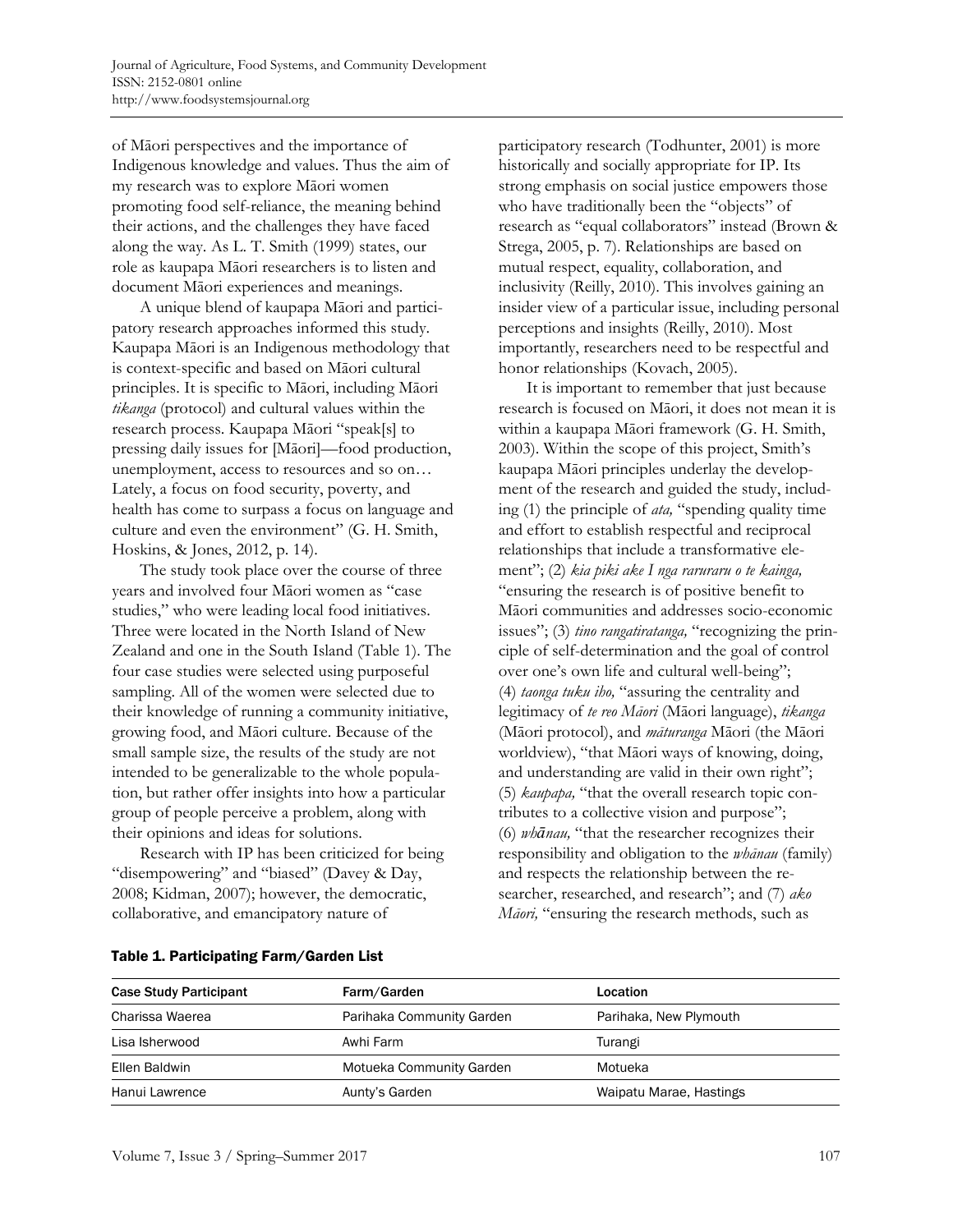of Māori perspectives and the importance of Indigenous knowledge and values. Thus the aim of my research was to explore Māori women promoting food self-reliance, the meaning behind their actions, and the challenges they have faced along the way. As L. T. Smith (1999) states, our role as kaupapa Māori researchers is to listen and document Māori experiences and meanings.

A unique blend of kaupapa Māori and participatory research approaches informed this study. Kaupapa Māori is an Indigenous methodology that is context-specific and based on Māori cultural principles. It is specific to Māori, including Māori *tikanga* (protocol) and cultural values within the research process. Kaupapa Māori "speak[s] to pressing daily issues for [Māori]—food production, unemployment, access to resources and so on… Lately, a focus on food security, poverty, and health has come to surpass a focus on language and culture and even the environment" (G. H. Smith, Hoskins, & Jones, 2012, p. 14).

The study took place over the course of three years and involved four Māori women as "case studies," who were leading local food initiatives. Three were located in the North Island of New Zealand and one in the South Island (Table 1). The four case studies were selected using purposeful sampling. All of the women were selected due to their knowledge of running a community initiative, growing food, and Māori culture. Because of the small sample size, the results of the study are not intended to be generalizable to the whole population, but rather offer insights into how a particular group of people perceive a problem, along with their opinions and ideas for solutions.

Research with IP has been criticized for being "disempowering" and "biased" (Davey & Day, 2008; Kidman, 2007); however, the democratic, collaborative, and emancipatory nature of participatory research (Todhunter, 2001) is more historically and socially appropriate for IP. Its strong emphasis on social justice empowers those who have traditionally been the "objects" of research as "equal collaborators" instead (Brown & Strega, 2005, p. 7). Relationships are based on mutual respect, equality, collaboration, and inclusivity (Reilly, 2010). This involves gaining an insider view of a particular issue, including personal perceptions and insights (Reilly, 2010). Most importantly, researchers need to be respectful and honor relationships (Kovach, 2005).

It is important to remember that just because research is focused on Māori, it does not mean it is within a kaupapa Māori framework (G. H. Smith, 2003). Within the scope of this project, Smith's kaupapa Māori principles underlay the development of the research and guided the study, including (1) the principle of *ata,* "spending quality time and effort to establish respectful and reciprocal relationships that include a transformative element"; (2) *kia piki ake I nga raruraru o te kainga,* "ensuring the research is of positive benefit to Māori communities and addresses socio-economic issues"; (3) *tino rangatiratanga,* "recognizing the principle of self-determination and the goal of control over one's own life and cultural well-being"; (4) *taonga tuku iho,* "assuring the centrality and legitimacy of *te reo Māori* (Māori language), *tikanga* (Māori protocol), and *māturanga* Māori (the Māori worldview), "that Māori ways of knowing, doing, and understanding are valid in their own right"; (5) *kaupapa,* "that the overall research topic contributes to a collective vision and purpose"; (6) *whānau,* "that the researcher recognizes their responsibility and obligation to the *whānau* (family) and respects the relationship between the researcher, researched, and research"; and (7) *ako Māori,* "ensuring the research methods, such as

**Table 1. Participating Farm/Garden List**

| Case Study Participant | Farm/Garden | Location |
| --- | --- | --- |
| Charissa Waerea | Parihaka Community Garden | Parihaka, New Plymouth |
| Lisa Isherwood | Awhi Farm | Turangi |
| Ellen Baldwin | Motueka Community Garden | Motueka |
| Hanui Lawrence | Aunty's Garden | Waipatu Marae, Hastings |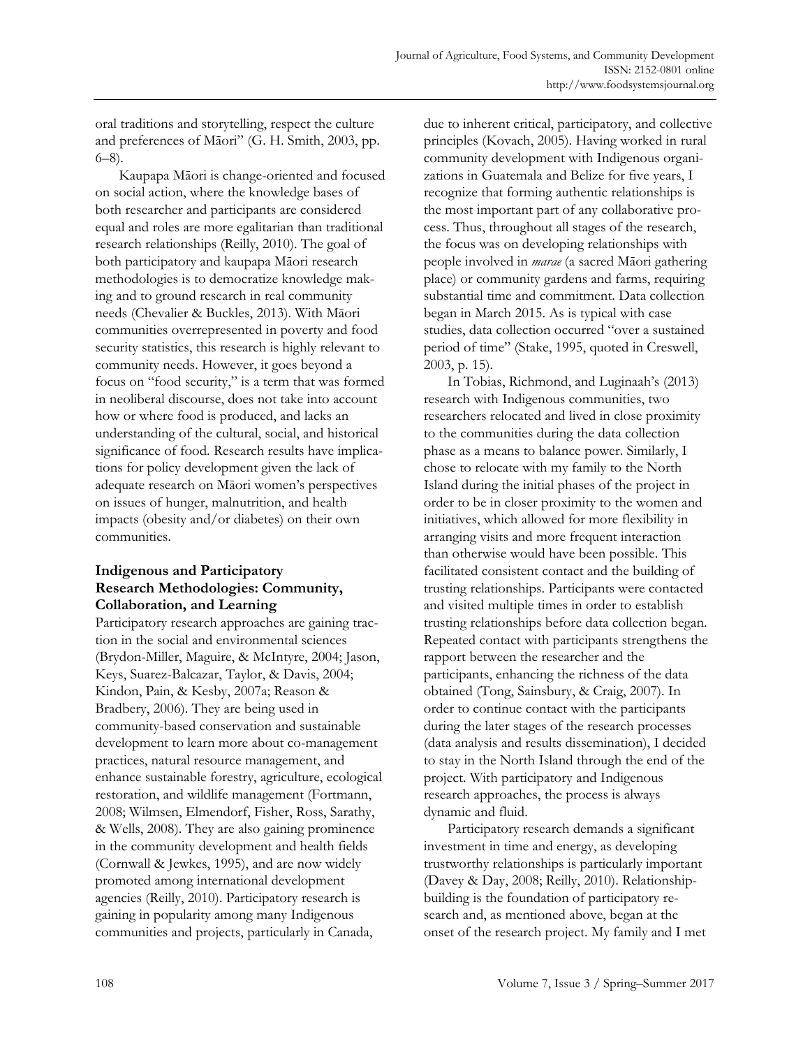oral traditions and storytelling, respect the culture and preferences of Māori" (G. H. Smith, 2003, pp. 6–8).

Kaupapa Māori is change-oriented and focused on social action, where the knowledge bases of both researcher and participants are considered equal and roles are more egalitarian than traditional research relationships (Reilly, 2010). The goal of both participatory and kaupapa Māori research methodologies is to democratize knowledge making and to ground research in real community needs (Chevalier & Buckles, 2013). With Māori communities overrepresented in poverty and food security statistics, this research is highly relevant to community needs. However, it goes beyond a focus on "food security," is a term that was formed in neoliberal discourse, does not take into account how or where food is produced, and lacks an understanding of the cultural, social, and historical significance of food. Research results have implications for policy development given the lack of adequate research on Māori women's perspectives on issues of hunger, malnutrition, and health impacts (obesity and/or diabetes) on their own communities.

### Indigenous and Participatory Research Methodologies: Community, Collaboration, and Learning

Participatory research approaches are gaining traction in the social and environmental sciences (Brydon-Miller, Maguire, & McIntyre, 2004; Jason, Keys, Suarez-Balcazar, Taylor, & Davis, 2004; Kindon, Pain, & Kesby, 2007a; Reason & Bradbery, 2006). They are being used in community-based conservation and sustainable development to learn more about co-management practices, natural resource management, and enhance sustainable forestry, agriculture, ecological restoration, and wildlife management (Fortmann, 2008; Wilmsen, Elmendorf, Fisher, Ross, Sarathy, & Wells, 2008). They are also gaining prominence in the community development and health fields (Cornwall & Jewkes, 1995), and are now widely promoted among international development agencies (Reilly, 2010). Participatory research is gaining in popularity among many Indigenous communities and projects, particularly in Canada, due to inherent critical, participatory, and collective principles (Kovach, 2005). Having worked in rural community development with Indigenous organizations in Guatemala and Belize for five years, I recognize that forming authentic relationships is the most important part of any collaborative process. Thus, throughout all stages of the research, the focus was on developing relationships with people involved in *marae* (a sacred Māori gathering place) or community gardens and farms, requiring substantial time and commitment. Data collection began in March 2015. As is typical with case studies, data collection occurred "over a sustained period of time" (Stake, 1995, quoted in Creswell, 2003, p. 15).

In Tobias, Richmond, and Luginaah's (2013) research with Indigenous communities, two researchers relocated and lived in close proximity to the communities during the data collection phase as a means to balance power. Similarly, I chose to relocate with my family to the North Island during the initial phases of the project in order to be in closer proximity to the women and initiatives, which allowed for more flexibility in arranging visits and more frequent interaction than otherwise would have been possible. This facilitated consistent contact and the building of trusting relationships. Participants were contacted and visited multiple times in order to establish trusting relationships before data collection began. Repeated contact with participants strengthens the rapport between the researcher and the participants, enhancing the richness of the data obtained (Tong, Sainsbury, & Craig, 2007). In order to continue contact with the participants during the later stages of the research processes (data analysis and results dissemination), I decided to stay in the North Island through the end of the project. With participatory and Indigenous research approaches, the process is always dynamic and fluid.

Participatory research demands a significant investment in time and energy, as developing trustworthy relationships is particularly important (Davey & Day, 2008; Reilly, 2010). Relationship-building is the foundation of participatory research and, as mentioned above, began at the onset of the research project. My family and I met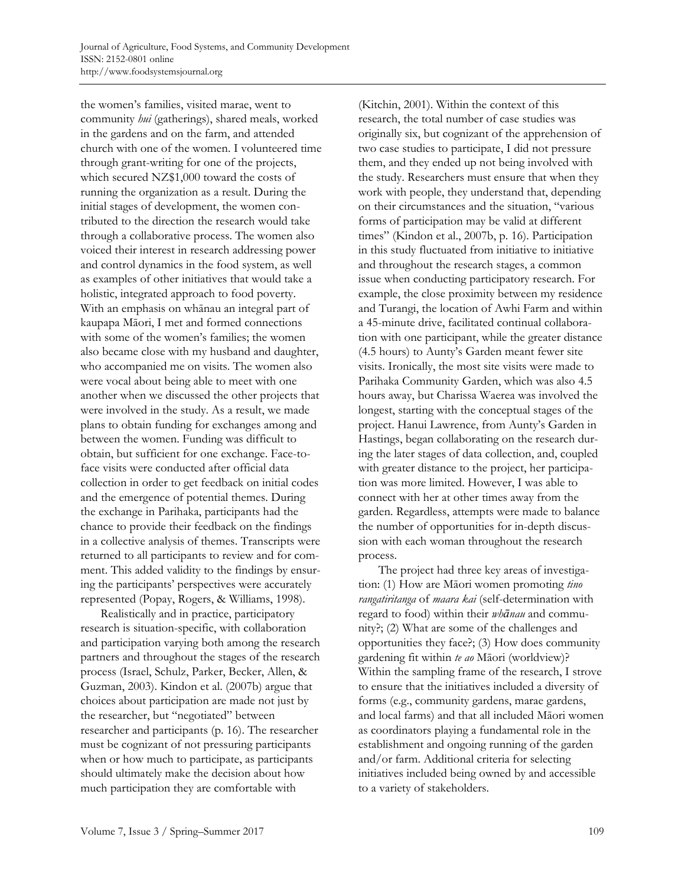the women's families, visited marae, went to community *hui* (gatherings), shared meals, worked in the gardens and on the farm, and attended church with one of the women. I volunteered time through grant-writing for one of the projects, which secured NZ$1,000 toward the costs of running the organization as a result. During the initial stages of development, the women contributed to the direction the research would take through a collaborative process. The women also voiced their interest in research addressing power and control dynamics in the food system, as well as examples of other initiatives that would take a holistic, integrated approach to food poverty. With an emphasis on whānau an integral part of kaupapa Māori, I met and formed connections with some of the women's families; the women also became close with my husband and daughter, who accompanied me on visits. The women also were vocal about being able to meet with one another when we discussed the other projects that were involved in the study. As a result, we made plans to obtain funding for exchanges among and between the women. Funding was difficult to obtain, but sufficient for one exchange. Face-to-face visits were conducted after official data collection in order to get feedback on initial codes and the emergence of potential themes. During the exchange in Parihaka, participants had the chance to provide their feedback on the findings in a collective analysis of themes. Transcripts were returned to all participants to review and for comment. This added validity to the findings by ensuring the participants' perspectives were accurately represented (Popay, Rogers, & Williams, 1998).

Realistically and in practice, participatory research is situation-specific, with collaboration and participation varying both among the research partners and throughout the stages of the research process (Israel, Schulz, Parker, Becker, Allen, & Guzman, 2003). Kindon et al. (2007b) argue that choices about participation are made not just by the researcher, but "negotiated" between researcher and participants (p. 16). The researcher must be cognizant of not pressuring participants when or how much to participate, as participants should ultimately make the decision about how much participation they are comfortable with (Kitchin, 2001). Within the context of this research, the total number of case studies was originally six, but cognizant of the apprehension of two case studies to participate, I did not pressure them, and they ended up not being involved with the study. Researchers must ensure that when they work with people, they understand that, depending on their circumstances and the situation, "various forms of participation may be valid at different times" (Kindon et al., 2007b, p. 16). Participation in this study fluctuated from initiative to initiative and throughout the research stages, a common issue when conducting participatory research. For example, the close proximity between my residence and Turangi, the location of Awhi Farm and within a 45-minute drive, facilitated continual collaboration with one participant, while the greater distance (4.5 hours) to Aunty's Garden meant fewer site visits. Ironically, the most site visits were made to Parihaka Community Garden, which was also 4.5 hours away, but Charissa Waerea was involved the longest, starting with the conceptual stages of the project. Hanui Lawrence, from Aunty's Garden in Hastings, began collaborating on the research during the later stages of data collection, and, coupled with greater distance to the project, her participation was more limited. However, I was able to connect with her at other times away from the garden. Regardless, attempts were made to balance the number of opportunities for in-depth discussion with each woman throughout the research process.

The project had three key areas of investigation: (1) How are Māori women promoting *tino rangatiritanga* of *maara kai* (self-determination with regard to food) within their *whānau* and community?; (2) What are some of the challenges and opportunities they face?; (3) How does community gardening fit within *te ao* Māori (worldview)? Within the sampling frame of the research, I strove to ensure that the initiatives included a diversity of forms (e.g., community gardens, marae gardens, and local farms) and that all included Māori women as coordinators playing a fundamental role in the establishment and ongoing running of the garden and/or farm. Additional criteria for selecting initiatives included being owned by and accessible to a variety of stakeholders.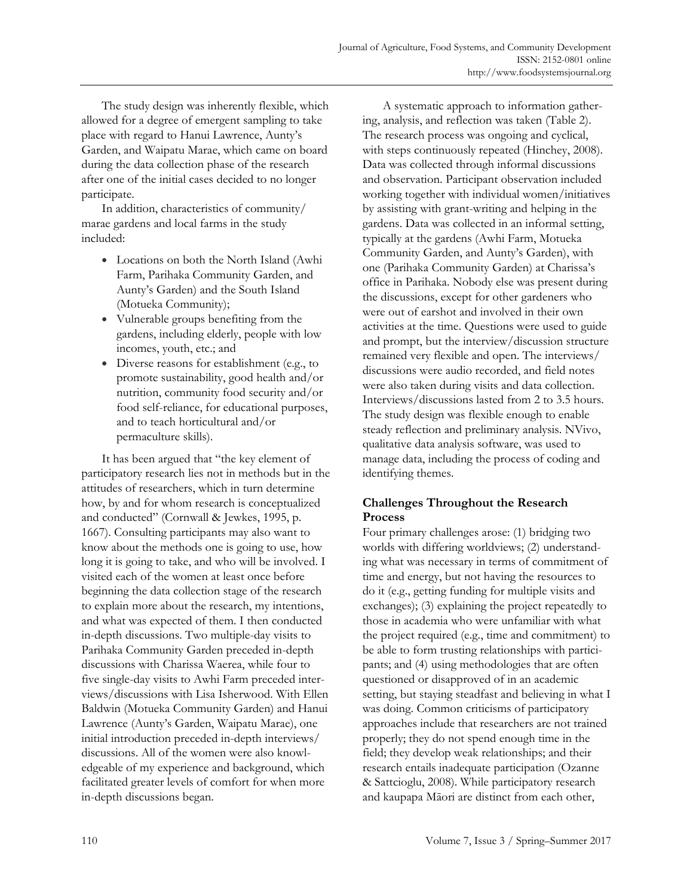The study design was inherently flexible, which allowed for a degree of emergent sampling to take place with regard to Hanui Lawrence, Aunty's Garden, and Waipatu Marae, which came on board during the data collection phase of the research after one of the initial cases decided to no longer participate.

In addition, characteristics of community/marae gardens and local farms in the study included:

- Locations on both the North Island (Awhi Farm, Parihaka Community Garden, and Aunty's Garden) and the South Island (Motueka Community);
- Vulnerable groups benefiting from the gardens, including elderly, people with low incomes, youth, etc.; and
- Diverse reasons for establishment (e.g., to promote sustainability, good health and/or nutrition, community food security and/or food self-reliance, for educational purposes, and to teach horticultural and/or permaculture skills).

It has been argued that "the key element of participatory research lies not in methods but in the attitudes of researchers, which in turn determine how, by and for whom research is conceptualized and conducted" (Cornwall & Jewkes, 1995, p. 1667). Consulting participants may also want to know about the methods one is going to use, how long it is going to take, and who will be involved. I visited each of the women at least once before beginning the data collection stage of the research to explain more about the research, my intentions, and what was expected of them. I then conducted in-depth discussions. Two multiple-day visits to Parihaka Community Garden preceded in-depth discussions with Charissa Waerea, while four to five single-day visits to Awhi Farm preceded interviews/discussions with Lisa Isherwood. With Ellen Baldwin (Motueka Community Garden) and Hanui Lawrence (Aunty's Garden, Waipatu Marae), one initial introduction preceded in-depth interviews/discussions. All of the women were also knowledgeable of my experience and background, which facilitated greater levels of comfort for when more in-depth discussions began.

A systematic approach to information gathering, analysis, and reflection was taken (Table 2). The research process was ongoing and cyclical, with steps continuously repeated (Hinchey, 2008). Data was collected through informal discussions and observation. Participant observation included working together with individual women/initiatives by assisting with grant-writing and helping in the gardens. Data was collected in an informal setting, typically at the gardens (Awhi Farm, Motueka Community Garden, and Aunty's Garden), with one (Parihaka Community Garden) at Charissa's office in Parihaka. Nobody else was present during the discussions, except for other gardeners who were out of earshot and involved in their own activities at the time. Questions were used to guide and prompt, but the interview/discussion structure remained very flexible and open. The interviews/discussions were audio recorded, and field notes were also taken during visits and data collection. Interviews/discussions lasted from 2 to 3.5 hours. The study design was flexible enough to enable steady reflection and preliminary analysis. NVivo, qualitative data analysis software, was used to manage data, including the process of coding and identifying themes.

### Challenges Throughout the Research Process

Four primary challenges arose: (1) bridging two worlds with differing worldviews; (2) understanding what was necessary in terms of commitment of time and energy, but not having the resources to do it (e.g., getting funding for multiple visits and exchanges); (3) explaining the project repeatedly to those in academia who were unfamiliar with what the project required (e.g., time and commitment) to be able to form trusting relationships with participants; and (4) using methodologies that are often questioned or disapproved of in an academic setting, but staying steadfast and believing in what I was doing. Common criticisms of participatory approaches include that researchers are not trained properly; they do not spend enough time in the field; they develop weak relationships; and their research entails inadequate participation (Ozanne & Sattcioglu, 2008). While participatory research and kaupapa Māori are distinct from each other,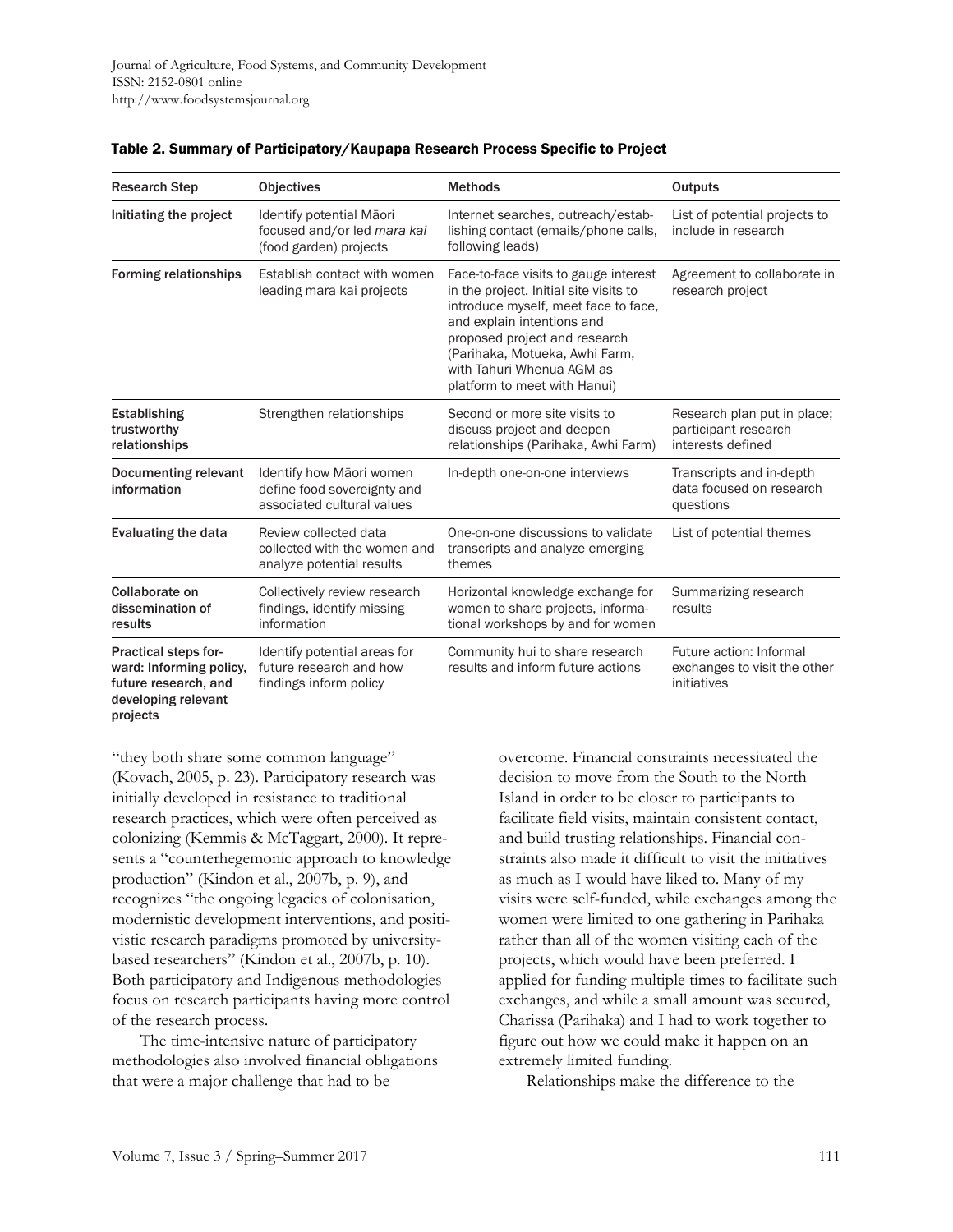**Table 2. Summary of Participatory/Kaupapa Research Process Specific to Project**

| Research Step | Objectives | Methods | Outputs |
| --- | --- | --- | --- |
| **Initiating the project** | Identify potential Māori focused and/or led *mara kai* (food garden) projects | Internet searches, outreach/establishing contact (emails/phone calls, following leads) | List of potential projects to include in research |
| **Forming relationships** | Establish contact with women leading mara kai projects | Face-to-face visits to gauge interest in the project. Initial site visits to introduce myself, meet face to face, and explain intentions and proposed project and research (Parihaka, Motueka, Awhi Farm, with Tahuri Whenua AGM as platform to meet with Hanui) | Agreement to collaborate in research project |
| **Establishing trustworthy relationships** | Strengthen relationships | Second or more site visits to discuss project and deepen relationships (Parihaka, Awhi Farm) | Research plan put in place; participant research interests defined |
| **Documenting relevant information** | Identify how Māori women define food sovereignty and associated cultural values | In-depth one-on-one interviews | Transcripts and in-depth data focused on research questions |
| **Evaluating the data** | Review collected data collected with the women and analyze potential results | One-on-one discussions to validate transcripts and analyze emerging themes | List of potential themes |
| **Collaborate on dissemination of results** | Collectively review research findings, identify missing information | Horizontal knowledge exchange for women to share projects, informational workshops by and for women | Summarizing research results |
| **Practical steps forward: Informing policy, future research, and developing relevant projects** | Identify potential areas for future research and how findings inform policy | Community hui to share research results and inform future actions | Future action: Informal exchanges to visit the other initiatives |

"they both share some common language" (Kovach, 2005, p. 23). Participatory research was initially developed in resistance to traditional research practices, which were often perceived as colonizing (Kemmis & McTaggart, 2000). It represents a "counterhegemonic approach to knowledge production" (Kindon et al., 2007b, p. 9), and recognizes "the ongoing legacies of colonisation, modernistic development interventions, and positivistic research paradigms promoted by university-based researchers" (Kindon et al., 2007b, p. 10). Both participatory and Indigenous methodologies focus on research participants having more control of the research process.

The time-intensive nature of participatory methodologies also involved financial obligations that were a major challenge that had to be overcome. Financial constraints necessitated the decision to move from the South to the North Island in order to be closer to participants to facilitate field visits, maintain consistent contact, and build trusting relationships. Financial constraints also made it difficult to visit the initiatives as much as I would have liked to. Many of my visits were self-funded, while exchanges among the women were limited to one gathering in Parihaka rather than all of the women visiting each of the projects, which would have been preferred. I applied for funding multiple times to facilitate such exchanges, and while a small amount was secured, Charissa (Parihaka) and I had to work together to figure out how we could make it happen on an extremely limited funding.

Relationships make the difference to the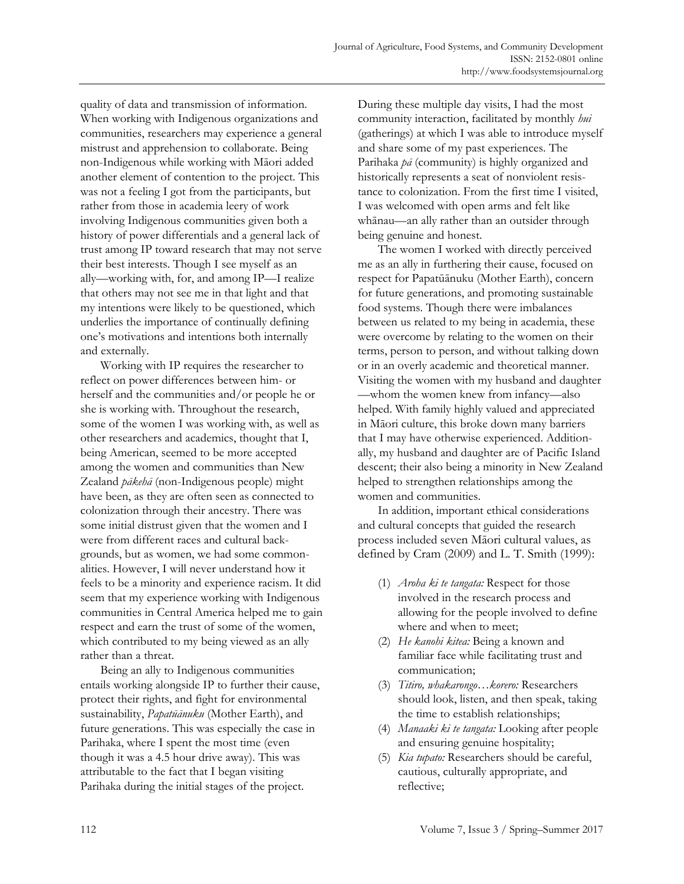quality of data and transmission of information. When working with Indigenous organizations and communities, researchers may experience a general mistrust and apprehension to collaborate. Being non-Indigenous while working with Māori added another element of contention to the project. This was not a feeling I got from the participants, but rather from those in academia leery of work involving Indigenous communities given both a history of power differentials and a general lack of trust among IP toward research that may not serve their best interests. Though I see myself as an ally—working with, for, and among IP—I realize that others may not see me in that light and that my intentions were likely to be questioned, which underlies the importance of continually defining one's motivations and intentions both internally and externally.

Working with IP requires the researcher to reflect on power differences between him- or herself and the communities and/or people he or she is working with. Throughout the research, some of the women I was working with, as well as other researchers and academics, thought that I, being American, seemed to be more accepted among the women and communities than New Zealand *pākehā* (non-Indigenous people) might have been, as they are often seen as connected to colonization through their ancestry. There was some initial distrust given that the women and I were from different races and cultural backgrounds, but as women, we had some commonalities. However, I will never understand how it feels to be a minority and experience racism. It did seem that my experience working with Indigenous communities in Central America helped me to gain respect and earn the trust of some of the women, which contributed to my being viewed as an ally rather than a threat.

Being an ally to Indigenous communities entails working alongside IP to further their cause, protect their rights, and fight for environmental sustainability, *Papatūānuku* (Mother Earth), and future generations. This was especially the case in Parihaka, where I spent the most time (even though it was a 4.5 hour drive away). This was attributable to the fact that I began visiting Parihaka during the initial stages of the project. During these multiple day visits, I had the most community interaction, facilitated by monthly *hui* (gatherings) at which I was able to introduce myself and share some of my past experiences. The Parihaka *pā* (community) is highly organized and historically represents a seat of nonviolent resistance to colonization. From the first time I visited, I was welcomed with open arms and felt like whānau—an ally rather than an outsider through being genuine and honest.

The women I worked with directly perceived me as an ally in furthering their cause, focused on respect for Papatūānuku (Mother Earth), concern for future generations, and promoting sustainable food systems. Though there were imbalances between us related to my being in academia, these were overcome by relating to the women on their terms, person to person, and without talking down or in an overly academic and theoretical manner. Visiting the women with my husband and daughter—whom the women knew from infancy—also helped. With family highly valued and appreciated in Māori culture, this broke down many barriers that I may have otherwise experienced. Additionally, my husband and daughter are of Pacific Island descent; their also being a minority in New Zealand helped to strengthen relationships among the women and communities.

In addition, important ethical considerations and cultural concepts that guided the research process included seven Māori cultural values, as defined by Cram (2009) and L. T. Smith (1999):

(1) *Aroha ki te tangata:* Respect for those involved in the research process and allowing for the people involved to define where and when to meet;
(2) *He kanohi kitea:* Being a known and familiar face while facilitating trust and communication;
(3) *Titiro, whakarongo…korero:* Researchers should look, listen, and then speak, taking the time to establish relationships;
(4) *Manaaki ki te tangata:* Looking after people and ensuring genuine hospitality;
(5) *Kia tupato:* Researchers should be careful, cautious, culturally appropriate, and reflective;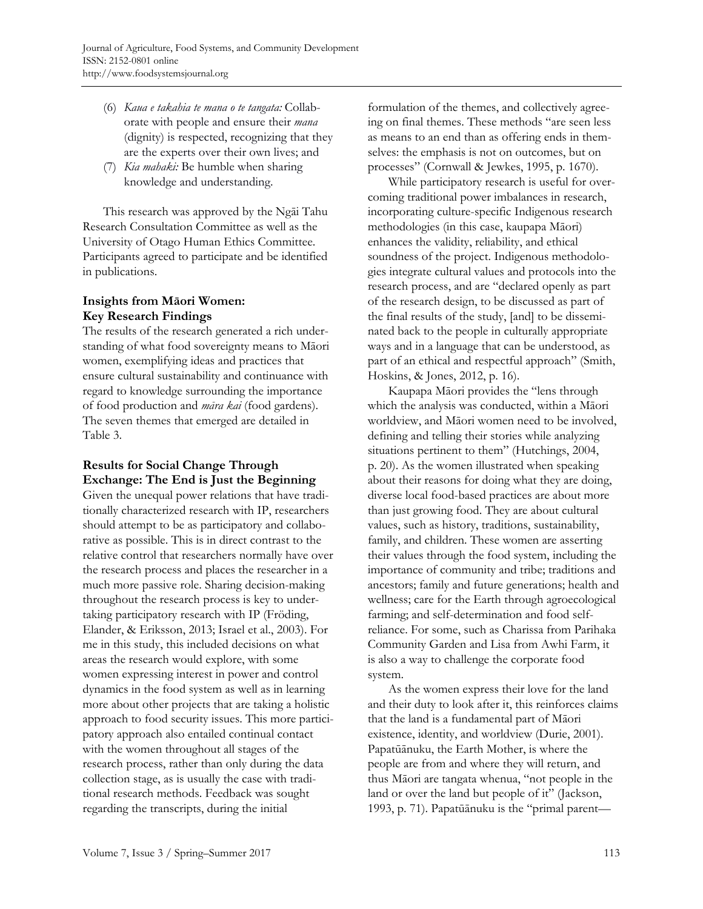(6) *Kaua e takahia te mana o te tangata:* Collaborate with people and ensure their *mana* (dignity) is respected, recognizing that they are the experts over their own lives; and

(7) *Kia mahaki:* Be humble when sharing knowledge and understanding.

This research was approved by the Ngāi Tahu Research Consultation Committee as well as the University of Otago Human Ethics Committee. Participants agreed to participate and be identified in publications.

### Insights from Māori Women: Key Research Findings

The results of the research generated a rich understanding of what food sovereignty means to Māori women, exemplifying ideas and practices that ensure cultural sustainability and continuance with regard to knowledge surrounding the importance of food production and *māra kai* (food gardens). The seven themes that emerged are detailed in Table 3.

### Results for Social Change Through Exchange: The End is Just the Beginning

Given the unequal power relations that have traditionally characterized research with IP, researchers should attempt to be as participatory and collaborative as possible. This is in direct contrast to the relative control that researchers normally have over the research process and places the researcher in a much more passive role. Sharing decision-making throughout the research process is key to undertaking participatory research with IP (Fröding, Elander, & Eriksson, 2013; Israel et al., 2003). For me in this study, this included decisions on what areas the research would explore, with some women expressing interest in power and control dynamics in the food system as well as in learning more about other projects that are taking a holistic approach to food security issues. This more participatory approach also entailed continual contact with the women throughout all stages of the research process, rather than only during the data collection stage, as is usually the case with traditional research methods. Feedback was sought regarding the transcripts, during the initial formulation of the themes, and collectively agreeing on final themes. These methods "are seen less as means to an end than as offering ends in themselves: the emphasis is not on outcomes, but on processes" (Cornwall & Jewkes, 1995, p. 1670).

While participatory research is useful for overcoming traditional power imbalances in research, incorporating culture-specific Indigenous research methodologies (in this case, kaupapa Māori) enhances the validity, reliability, and ethical soundness of the project. Indigenous methodologies integrate cultural values and protocols into the research process, and are "declared openly as part of the research design, to be discussed as part of the final results of the study, [and] to be disseminated back to the people in culturally appropriate ways and in a language that can be understood, as part of an ethical and respectful approach" (Smith, Hoskins, & Jones, 2012, p. 16).

Kaupapa Māori provides the "lens through which the analysis was conducted, within a Māori worldview, and Māori women need to be involved, defining and telling their stories while analyzing situations pertinent to them" (Hutchings, 2004, p. 20). As the women illustrated when speaking about their reasons for doing what they are doing, diverse local food-based practices are about more than just growing food. They are about cultural values, such as history, traditions, sustainability, family, and children. These women are asserting their values through the food system, including the importance of community and tribe; traditions and ancestors; family and future generations; health and wellness; care for the Earth through agroecological farming; and self-determination and food self-reliance. For some, such as Charissa from Parihaka Community Garden and Lisa from Awhi Farm, it is also a way to challenge the corporate food system.

As the women express their love for the land and their duty to look after it, this reinforces claims that the land is a fundamental part of Māori existence, identity, and worldview (Durie, 2001). Papatūānuku, the Earth Mother, is where the people are from and where they will return, and thus Māori are tangata whenua, "not people in the land or over the land but people of it" (Jackson, 1993, p. 71). Papatūānuku is the "primal parent—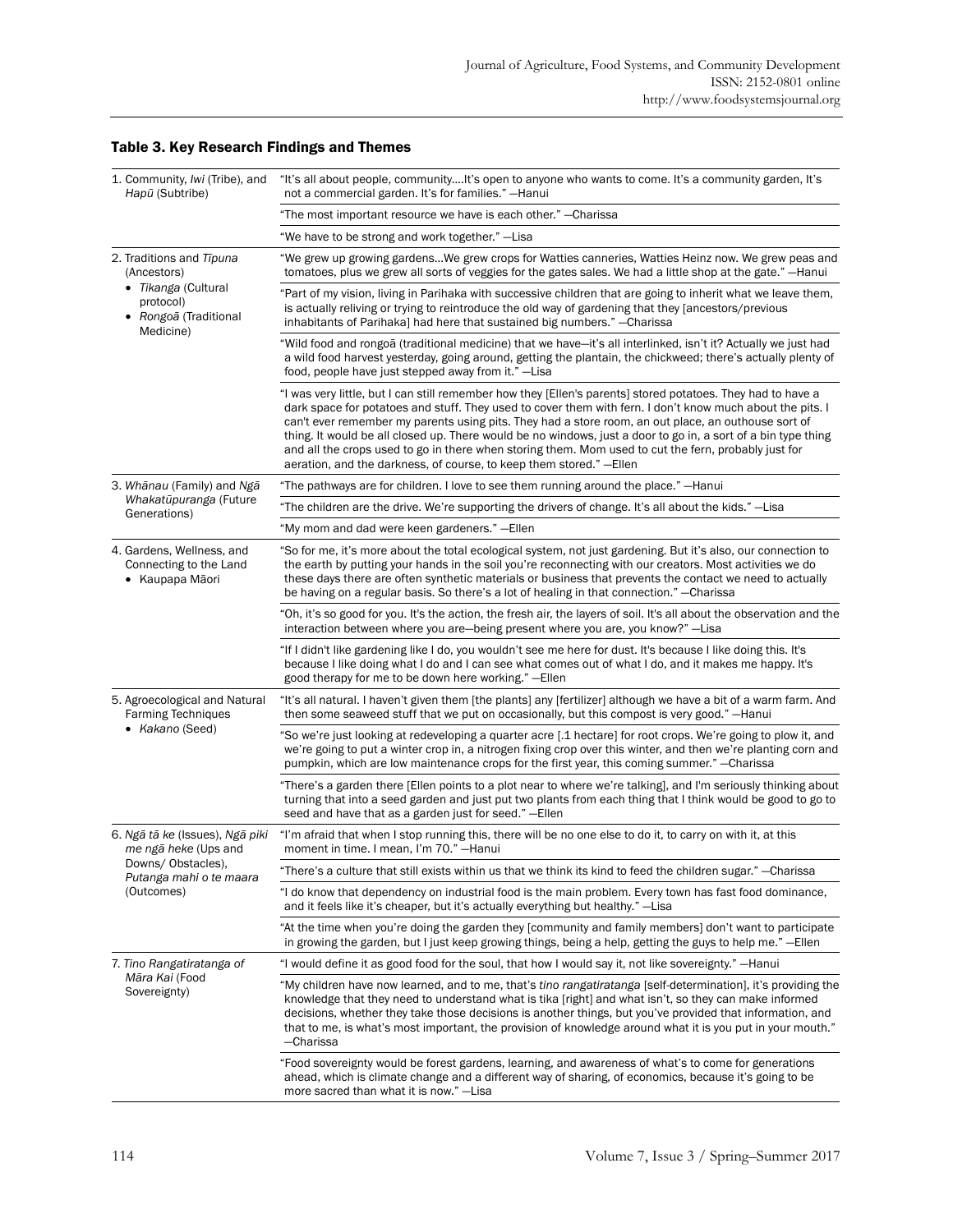### Table 3. Key Research Findings and Themes

| Theme | Quote |
|---|---|
| 1. Community, *Iwi* (Tribe), and *Hapū* (Subtribe) | "It's all about people, community....It's open to anyone who wants to come. It's a community garden, It's not a commercial garden. It's for families." —Hanui |
| | "The most important resource we have is each other." —Charissa |
| | "We have to be strong and work together." —Lisa |
| 2. Traditions and *Tīpuna* (Ancestors) • *Tikanga* (Cultural protocol) • *Rongoā* (Traditional Medicine) | "We grew up growing gardens...We grew crops for Watties canneries, Watties Heinz now. We grew peas and tomatoes, plus we grew all sorts of veggies for the gates sales. We had a little shop at the gate." —Hanui |
| | "Part of my vision, living in Parihaka with successive children that are going to inherit what we leave them, is actually reliving or trying to reintroduce the old way of gardening that they [ancestors/previous inhabitants of Parihaka] had here that sustained big numbers." —Charissa |
| | "Wild food and rongoā (traditional medicine) that we have—it's all interlinked, isn't it? Actually we just had a wild food harvest yesterday, going around, getting the plantain, the chickweed; there's actually plenty of food, people have just stepped away from it." —Lisa |
| | "I was very little, but I can still remember how they [Ellen's parents] stored potatoes. They had to have a dark space for potatoes and stuff. They used to cover them with fern. I don't know much about the pits. I can't ever remember my parents using pits. They had a store room, an out place, an outhouse sort of thing. It would be all closed up. There would be no windows, just a door to go in, a sort of a bin type thing and all the crops used to go in there when storing them. Mom used to cut the fern, probably just for aeration, and the darkness, of course, to keep them stored." —Ellen |
| 3. *Whānau* (Family) and *Ngā Whakatūpuranga* (Future Generations) | "The pathways are for children. I love to see them running around the place." —Hanui |
| | "The children are the drive. We're supporting the drivers of change. It's all about the kids." —Lisa |
| | "My mom and dad were keen gardeners." —Ellen |
| 4. Gardens, Wellness, and Connecting to the Land • Kaupapa Māori | "So for me, it's more about the total ecological system, not just gardening. But it's also, our connection to the earth by putting your hands in the soil you're reconnecting with our creators. Most activities we do these days there are often synthetic materials or business that prevents the contact we need to actually be having on a regular basis. So there's a lot of healing in that connection." —Charissa |
| | "Oh, it's so good for you. It's the action, the fresh air, the layers of soil. It's all about the observation and the interaction between where you are—being present where you are, you know?" —Lisa |
| | "If I didn't like gardening like I do, you wouldn't see me here for dust. It's because I like doing this. It's because I like doing what I do and I can see what comes out of what I do, and it makes me happy. It's good therapy for me to be down here working." —Ellen |
| 5. Agroecological and Natural Farming Techniques • *Kakano* (Seed) | "It's all natural. I haven't given them [the plants] any [fertilizer] although we have a bit of a warm farm. And then some seaweed stuff that we put on occasionally, but this compost is very good." —Hanui |
| | "So we're just looking at redeveloping a quarter acre [.1 hectare] for root crops. We're going to plow it, and we're going to put a winter crop in, a nitrogen fixing crop over this winter, and then we're planting corn and pumpkin, which are low maintenance crops for the first year, this coming summer." —Charissa |
| | "There's a garden there [Ellen points to a plot near to where we're talking], and I'm seriously thinking about turning that into a seed garden and just put two plants from each thing that I think would be good to go to seed and have that as a garden just for seed." —Ellen |
| 6. *Ngā tā ke* (Issues), *Ngā piki me ngā heke* (Ups and Downs/ Obstacles), *Putanga mahi o te maara* (Outcomes) | "I'm afraid that when I stop running this, there will be no one else to do it, to carry on with it, at this moment in time. I mean, I'm 70." —Hanui |
| | "There's a culture that still exists within us that we think its kind to feed the children sugar." —Charissa |
| | "I do know that dependency on industrial food is the main problem. Every town has fast food dominance, and it feels like it's cheaper, but it's actually everything but healthy." —Lisa |
| | "At the time when you're doing the garden they [community and family members] don't want to participate in growing the garden, but I just keep growing things, being a help, getting the guys to help me." —Ellen |
| 7. *Tino Rangatiratanga of Māra Kai* (Food Sovereignty) | "I would define it as good food for the soul, that how I would say it, not like sovereignty." —Hanui |
| | "My children have now learned, and to me, that's *tino rangatiratanga* [self-determination], it's providing the knowledge that they need to understand what is tika [right] and what isn't, so they can make informed decisions, whether they take those decisions is another things, but you've provided that information, and that to me, is what's most important, the provision of knowledge around what it is you put in your mouth." —Charissa |
| | "Food sovereignty would be forest gardens, learning, and awareness of what's to come for generations ahead, which is climate change and a different way of sharing, of economics, because it's going to be more sacred than what it is now." —Lisa |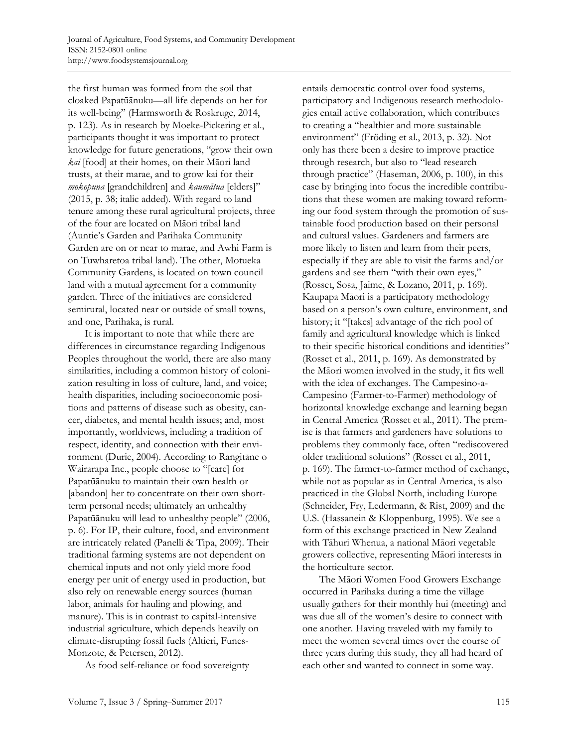the first human was formed from the soil that cloaked Papatūānuku—all life depends on her for its well-being" (Harmsworth & Roskruge, 2014, p. 123). As in research by Moeke-Pickering et al., participants thought it was important to protect knowledge for future generations, "grow their own *kai* [food] at their homes, on their Māori land trusts, at their marae, and to grow kai for their *mokopuna* [grandchildren] and *kaumātua* [elders]" (2015, p. 38; italic added). With regard to land tenure among these rural agricultural projects, three of the four are located on Māori tribal land (Auntie's Garden and Parihaka Community Garden are on or near to marae, and Awhi Farm is on Tuwharetoa tribal land). The other, Motueka Community Gardens, is located on town council land with a mutual agreement for a community garden. Three of the initiatives are considered semirural, located near or outside of small towns, and one, Parihaka, is rural.

It is important to note that while there are differences in circumstance regarding Indigenous Peoples throughout the world, there are also many similarities, including a common history of colonization resulting in loss of culture, land, and voice; health disparities, including socioeconomic positions and patterns of disease such as obesity, cancer, diabetes, and mental health issues; and, most importantly, worldviews, including a tradition of respect, identity, and connection with their environment (Durie, 2004). According to Rangitāne o Wairarapa Inc., people choose to "[care] for Papatūānuku to maintain their own health or [abandon] her to concentrate on their own short-term personal needs; ultimately an unhealthy Papatūānuku will lead to unhealthy people" (2006, p. 6). For IP, their culture, food, and environment are intricately related (Panelli & Tipa, 2009). Their traditional farming systems are not dependent on chemical inputs and not only yield more food energy per unit of energy used in production, but also rely on renewable energy sources (human labor, animals for hauling and plowing, and manure). This is in contrast to capital-intensive industrial agriculture, which depends heavily on climate-disrupting fossil fuels (Altieri, Funes-Monzote, & Petersen, 2012).

As food self-reliance or food sovereignty entails democratic control over food systems, participatory and Indigenous research methodologies entail active collaboration, which contributes to creating a "healthier and more sustainable environment" (Fröding et al., 2013, p. 32). Not only has there been a desire to improve practice through research, but also to "lead research through practice" (Haseman, 2006, p. 100), in this case by bringing into focus the incredible contributions that these women are making toward reforming our food system through the promotion of sustainable food production based on their personal and cultural values. Gardeners and farmers are more likely to listen and learn from their peers, especially if they are able to visit the farms and/or gardens and see them "with their own eyes," (Rosset, Sosa, Jaime, & Lozano, 2011, p. 169). Kaupapa Māori is a participatory methodology based on a person's own culture, environment, and history; it "[takes] advantage of the rich pool of family and agricultural knowledge which is linked to their specific historical conditions and identities" (Rosset et al., 2011, p. 169). As demonstrated by the Māori women involved in the study, it fits well with the idea of exchanges. The Campesino-a-Campesino (Farmer-to-Farmer) methodology of horizontal knowledge exchange and learning began in Central America (Rosset et al., 2011). The premise is that farmers and gardeners have solutions to problems they commonly face, often "rediscovered older traditional solutions" (Rosset et al., 2011, p. 169). The farmer-to-farmer method of exchange, while not as popular as in Central America, is also practiced in the Global North, including Europe (Schneider, Fry, Ledermann, & Rist, 2009) and the U.S. (Hassanein & Kloppenburg, 1995). We see a form of this exchange practiced in New Zealand with Tāhuri Whenua, a national Māori vegetable growers collective, representing Māori interests in the horticulture sector.

The Māori Women Food Growers Exchange occurred in Parihaka during a time the village usually gathers for their monthly hui (meeting) and was due all of the women's desire to connect with one another. Having traveled with my family to meet the women several times over the course of three years during this study, they all had heard of each other and wanted to connect in some way.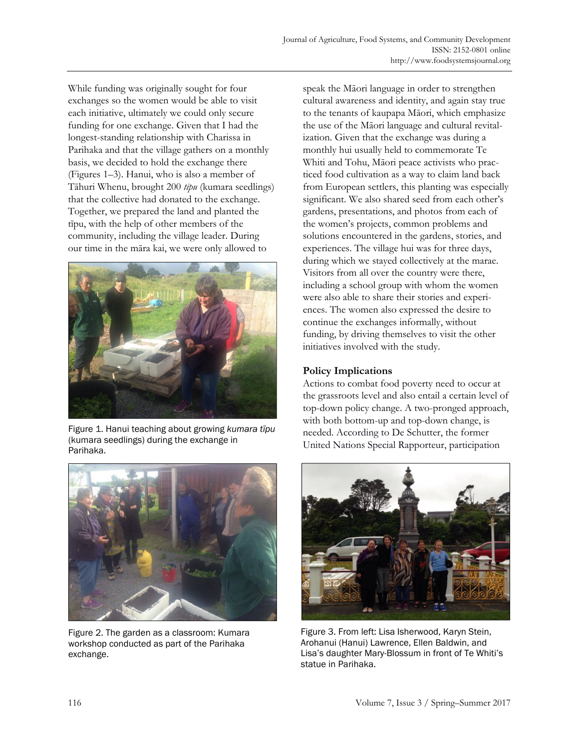While funding was originally sought for four exchanges so the women would be able to visit each initiative, ultimately we could only secure funding for one exchange. Given that I had the longest-standing relationship with Charissa in Parihaka and that the village gathers on a monthly basis, we decided to hold the exchange there (Figures 1–3). Hanui, who is also a member of Tāhuri Whenu, brought 200 *tīpu* (kumara seedlings) that the collective had donated to the exchange. Together, we prepared the land and planted the tīpu, with the help of other members of the community, including the village leader. During our time in the māra kai, we were only allowed to speak the Māori language in order to strengthen cultural awareness and identity, and again stay true to the tenants of kaupapa Māori, which emphasize the use of the Māori language and cultural revitalization. Given that the exchange was during a monthly hui usually held to commemorate Te Whiti and Tohu, Māori peace activists who practiced food cultivation as a way to claim land back from European settlers, this planting was especially significant. We also shared seed from each other's gardens, presentations, and photos from each of the women's projects, common problems and solutions encountered in the gardens, stories, and experiences. The village hui was for three days, during which we stayed collectively at the marae. Visitors from all over the country were there, including a school group with whom the women were also able to share their stories and experiences. The women also expressed the desire to continue the exchanges informally, without funding, by driving themselves to visit the other initiatives involved with the study.

Figure 1. Hanui teaching about growing *kumara tīpu* (kumara seedlings) during the exchange in Parihaka.

Figure 2. The garden as a classroom: Kumara workshop conducted as part of the Parihaka exchange.

### Policy Implications

Actions to combat food poverty need to occur at the grassroots level and also entail a certain level of top-down policy change. A two-pronged approach, with both bottom-up and top-down change, is needed. According to De Schutter, the former United Nations Special Rapporteur, participation

Figure 3. From left: Lisa Isherwood, Karyn Stein, Arohanui (Hanui) Lawrence, Ellen Baldwin, and Lisa's daughter Mary-Blossum in front of Te Whiti's statue in Parihaka.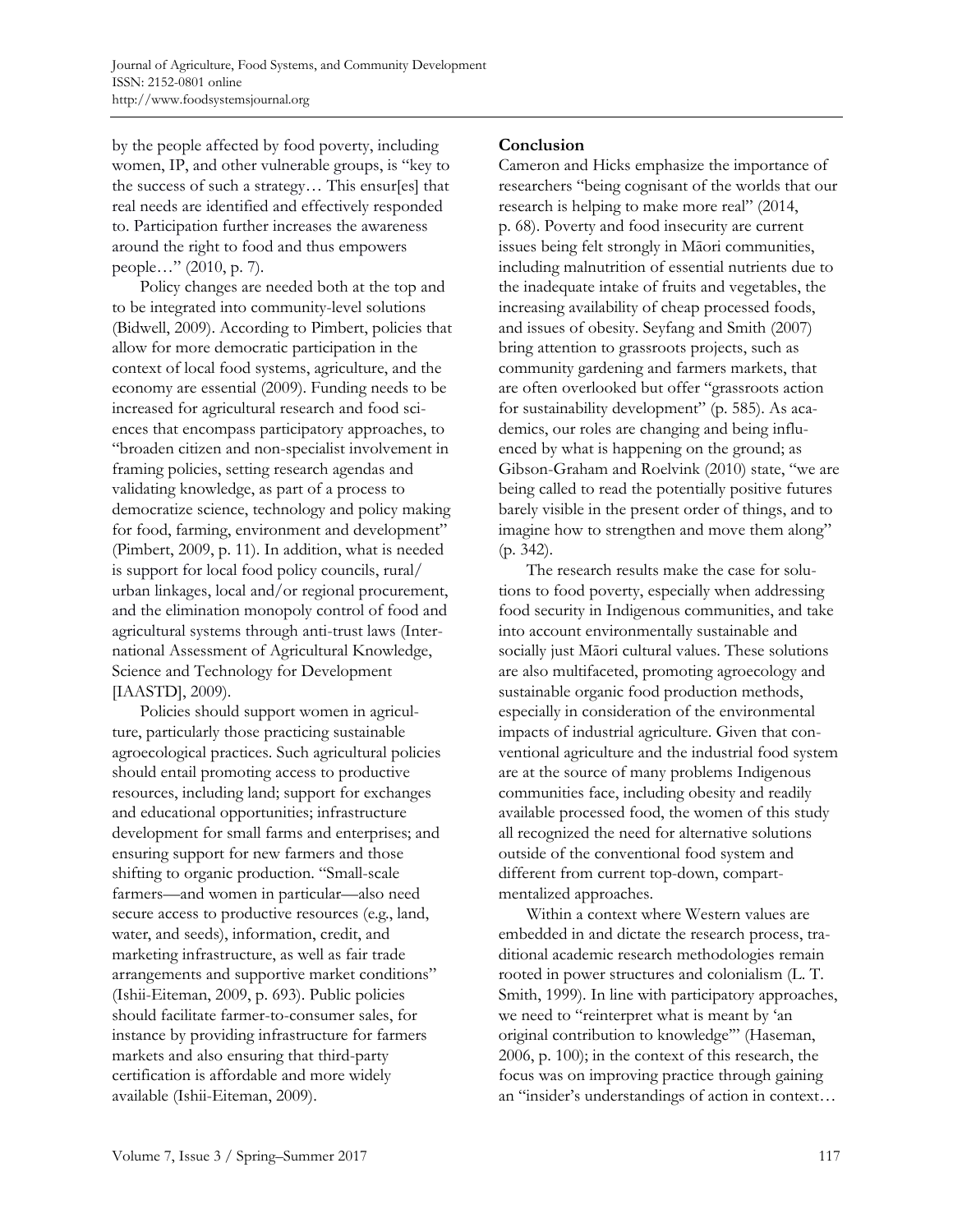by the people affected by food poverty, including women, IP, and other vulnerable groups, is "key to the success of such a strategy… This ensur[es] that real needs are identified and effectively responded to. Participation further increases the awareness around the right to food and thus empowers people…" (2010, p. 7).

Policy changes are needed both at the top and to be integrated into community-level solutions (Bidwell, 2009). According to Pimbert, policies that allow for more democratic participation in the context of local food systems, agriculture, and the economy are essential (2009). Funding needs to be increased for agricultural research and food sciences that encompass participatory approaches, to "broaden citizen and non-specialist involvement in framing policies, setting research agendas and validating knowledge, as part of a process to democratize science, technology and policy making for food, farming, environment and development" (Pimbert, 2009, p. 11). In addition, what is needed is support for local food policy councils, rural/urban linkages, local and/or regional procurement, and the elimination monopoly control of food and agricultural systems through anti-trust laws (International Assessment of Agricultural Knowledge, Science and Technology for Development [IAASTD], 2009).

Policies should support women in agriculture, particularly those practicing sustainable agroecological practices. Such agricultural policies should entail promoting access to productive resources, including land; support for exchanges and educational opportunities; infrastructure development for small farms and enterprises; and ensuring support for new farmers and those shifting to organic production. "Small-scale farmers—and women in particular—also need secure access to productive resources (e.g., land, water, and seeds), information, credit, and marketing infrastructure, as well as fair trade arrangements and supportive market conditions" (Ishii-Eiteman, 2009, p. 693). Public policies should facilitate farmer-to-consumer sales, for instance by providing infrastructure for farmers markets and also ensuring that third-party certification is affordable and more widely available (Ishii-Eiteman, 2009).

## Conclusion

Cameron and Hicks emphasize the importance of researchers "being cognisant of the worlds that our research is helping to make more real" (2014, p. 68). Poverty and food insecurity are current issues being felt strongly in Māori communities, including malnutrition of essential nutrients due to the inadequate intake of fruits and vegetables, the increasing availability of cheap processed foods, and issues of obesity. Seyfang and Smith (2007) bring attention to grassroots projects, such as community gardening and farmers markets, that are often overlooked but offer "grassroots action for sustainability development" (p. 585). As academics, our roles are changing and being influenced by what is happening on the ground; as Gibson-Graham and Roelvink (2010) state, "we are being called to read the potentially positive futures barely visible in the present order of things, and to imagine how to strengthen and move them along" (p. 342).

The research results make the case for solutions to food poverty, especially when addressing food security in Indigenous communities, and take into account environmentally sustainable and socially just Māori cultural values. These solutions are also multifaceted, promoting agroecology and sustainable organic food production methods, especially in consideration of the environmental impacts of industrial agriculture. Given that conventional agriculture and the industrial food system are at the source of many problems Indigenous communities face, including obesity and readily available processed food, the women of this study all recognized the need for alternative solutions outside of the conventional food system and different from current top-down, compartmentalized approaches.

Within a context where Western values are embedded in and dictate the research process, traditional academic research methodologies remain rooted in power structures and colonialism (L. T. Smith, 1999). In line with participatory approaches, we need to "reinterpret what is meant by 'an original contribution to knowledge'" (Haseman, 2006, p. 100); in the context of this research, the focus was on improving practice through gaining an "insider's understandings of action in context…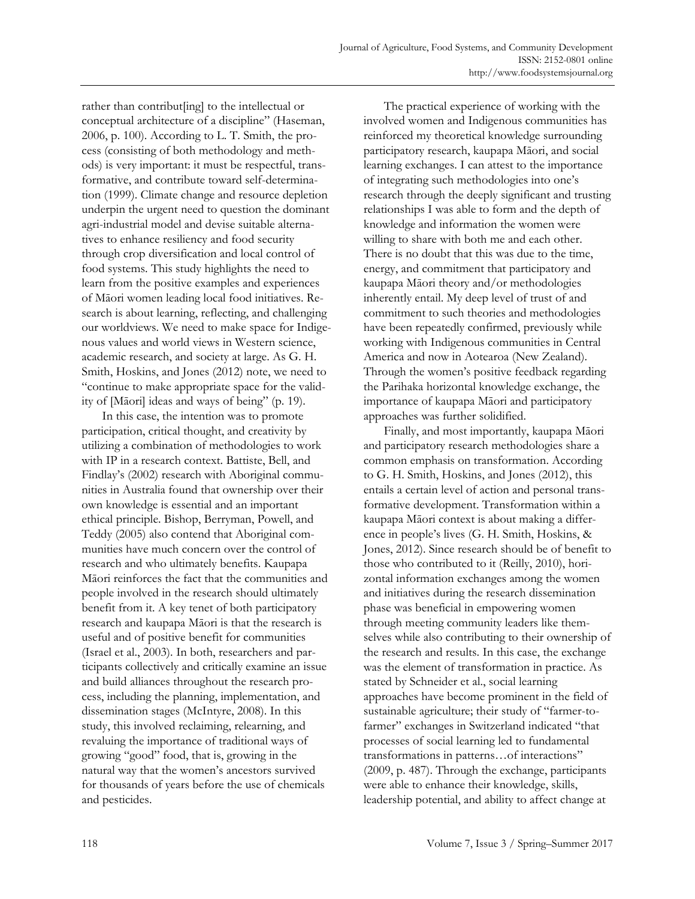rather than contribut[ing] to the intellectual or conceptual architecture of a discipline" (Haseman, 2006, p. 100). According to L. T. Smith, the process (consisting of both methodology and methods) is very important: it must be respectful, transformative, and contribute toward self-determination (1999). Climate change and resource depletion underpin the urgent need to question the dominant agri-industrial model and devise suitable alternatives to enhance resiliency and food security through crop diversification and local control of food systems. This study highlights the need to learn from the positive examples and experiences of Māori women leading local food initiatives. Research is about learning, reflecting, and challenging our worldviews. We need to make space for Indigenous values and world views in Western science, academic research, and society at large. As G. H. Smith, Hoskins, and Jones (2012) note, we need to "continue to make appropriate space for the validity of [Māori] ideas and ways of being" (p. 19).

In this case, the intention was to promote participation, critical thought, and creativity by utilizing a combination of methodologies to work with IP in a research context. Battiste, Bell, and Findlay's (2002) research with Aboriginal communities in Australia found that ownership over their own knowledge is essential and an important ethical principle. Bishop, Berryman, Powell, and Teddy (2005) also contend that Aboriginal communities have much concern over the control of research and who ultimately benefits. Kaupapa Māori reinforces the fact that the communities and people involved in the research should ultimately benefit from it. A key tenet of both participatory research and kaupapa Māori is that the research is useful and of positive benefit for communities (Israel et al., 2003). In both, researchers and participants collectively and critically examine an issue and build alliances throughout the research process, including the planning, implementation, and dissemination stages (McIntyre, 2008). In this study, this involved reclaiming, relearning, and revaluing the importance of traditional ways of growing "good" food, that is, growing in the natural way that the women's ancestors survived for thousands of years before the use of chemicals and pesticides.

The practical experience of working with the involved women and Indigenous communities has reinforced my theoretical knowledge surrounding participatory research, kaupapa Māori, and social learning exchanges. I can attest to the importance of integrating such methodologies into one's research through the deeply significant and trusting relationships I was able to form and the depth of knowledge and information the women were willing to share with both me and each other. There is no doubt that this was due to the time, energy, and commitment that participatory and kaupapa Māori theory and/or methodologies inherently entail. My deep level of trust of and commitment to such theories and methodologies have been repeatedly confirmed, previously while working with Indigenous communities in Central America and now in Aotearoa (New Zealand). Through the women's positive feedback regarding the Parihaka horizontal knowledge exchange, the importance of kaupapa Māori and participatory approaches was further solidified.

Finally, and most importantly, kaupapa Māori and participatory research methodologies share a common emphasis on transformation. According to G. H. Smith, Hoskins, and Jones (2012), this entails a certain level of action and personal transformative development. Transformation within a kaupapa Māori context is about making a difference in people's lives (G. H. Smith, Hoskins, & Jones, 2012). Since research should be of benefit to those who contributed to it (Reilly, 2010), horizontal information exchanges among the women and initiatives during the research dissemination phase was beneficial in empowering women through meeting community leaders like themselves while also contributing to their ownership of the research and results. In this case, the exchange was the element of transformation in practice. As stated by Schneider et al., social learning approaches have become prominent in the field of sustainable agriculture; their study of "farmer-to-farmer" exchanges in Switzerland indicated "that processes of social learning led to fundamental transformations in patterns…of interactions" (2009, p. 487). Through the exchange, participants were able to enhance their knowledge, skills, leadership potential, and ability to affect change at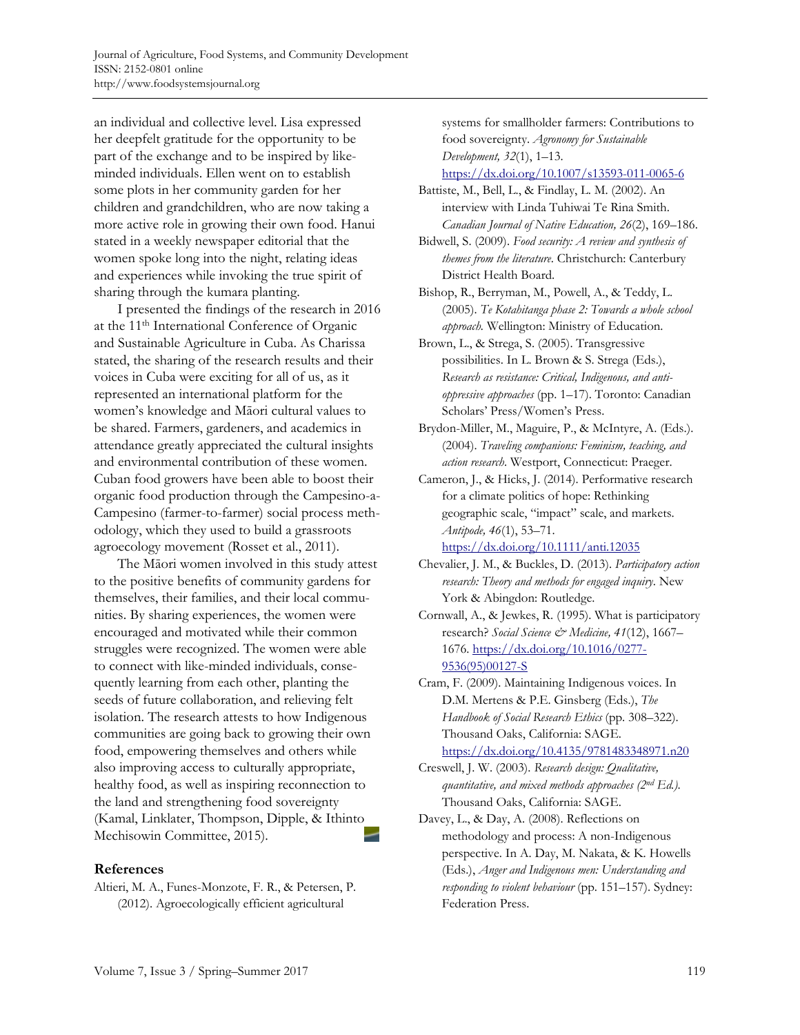an individual and collective level. Lisa expressed her deepfelt gratitude for the opportunity to be part of the exchange and to be inspired by like-minded individuals. Ellen went on to establish some plots in her community garden for her children and grandchildren, who are now taking a more active role in growing their own food. Hanui stated in a weekly newspaper editorial that the women spoke long into the night, relating ideas and experiences while invoking the true spirit of sharing through the kumara planting.

I presented the findings of the research in 2016 at the 11th International Conference of Organic and Sustainable Agriculture in Cuba. As Charissa stated, the sharing of the research results and their voices in Cuba were exciting for all of us, as it represented an international platform for the women's knowledge and Māori cultural values to be shared. Farmers, gardeners, and academics in attendance greatly appreciated the cultural insights and environmental contribution of these women. Cuban food growers have been able to boost their organic food production through the Campesino-a-Campesino (farmer-to-farmer) social process methodology, which they used to build a grassroots agroecology movement (Rosset et al., 2011).

The Māori women involved in this study attest to the positive benefits of community gardens for themselves, their families, and their local communities. By sharing experiences, the women were encouraged and motivated while their common struggles were recognized. The women were able to connect with like-minded individuals, consequently learning from each other, planting the seeds of future collaboration, and relieving felt isolation. The research attests to how Indigenous communities are going back to growing their own food, empowering themselves and others while also improving access to culturally appropriate, healthy food, as well as inspiring reconnection to the land and strengthening food sovereignty (Kamal, Linklater, Thompson, Dipple, & Ithinto Mechisowin Committee, 2015).

## References

Altieri, M. A., Funes-Monzote, F. R., & Petersen, P. (2012). Agroecologically efficient agricultural systems for smallholder farmers: Contributions to food sovereignty. *Agronomy for Sustainable Development, 32*(1), 1–13. https://dx.doi.org/10.1007/s13593-011-0065-6

Battiste, M., Bell, L., & Findlay, L. M. (2002). An interview with Linda Tuhiwai Te Rina Smith. *Canadian Journal of Native Education, 26*(2), 169–186.

Bidwell, S. (2009). *Food security: A review and synthesis of themes from the literature*. Christchurch: Canterbury District Health Board.

Bishop, R., Berryman, M., Powell, A., & Teddy, L. (2005). *Te Kotahitanga phase 2: Towards a whole school approach*. Wellington: Ministry of Education.

Brown, L., & Strega, S. (2005). Transgressive possibilities. In L. Brown & S. Strega (Eds.), *Research as resistance: Critical, Indigenous, and anti-oppressive approaches* (pp. 1–17). Toronto: Canadian Scholars' Press/Women's Press.

Brydon-Miller, M., Maguire, P., & McIntyre, A. (Eds.). (2004). *Traveling companions: Feminism, teaching, and action research*. Westport, Connecticut: Praeger.

Cameron, J., & Hicks, J. (2014). Performative research for a climate politics of hope: Rethinking geographic scale, "impact" scale, and markets. *Antipode, 46*(1), 53–71. https://dx.doi.org/10.1111/anti.12035

Chevalier, J. M., & Buckles, D. (2013). *Participatory action research: Theory and methods for engaged inquiry*. New York & Abingdon: Routledge.

Cornwall, A., & Jewkes, R. (1995). What is participatory research? *Social Science & Medicine, 41*(12), 1667–1676. https://dx.doi.org/10.1016/0277-9536(95)00127-S

Cram, F. (2009). Maintaining Indigenous voices. In D.M. Mertens & P.E. Ginsberg (Eds.), *The Handbook of Social Research Ethics* (pp. 308–322). Thousand Oaks, California: SAGE. https://dx.doi.org/10.4135/9781483348971.n20

Creswell, J. W. (2003). *Research design: Qualitative, quantitative, and mixed methods approaches (2nd Ed.)*. Thousand Oaks, California: SAGE.

Davey, L., & Day, A. (2008). Reflections on methodology and process: A non-Indigenous perspective. In A. Day, M. Nakata, & K. Howells (Eds.), *Anger and Indigenous men: Understanding and responding to violent behaviour* (pp. 151–157). Sydney: Federation Press.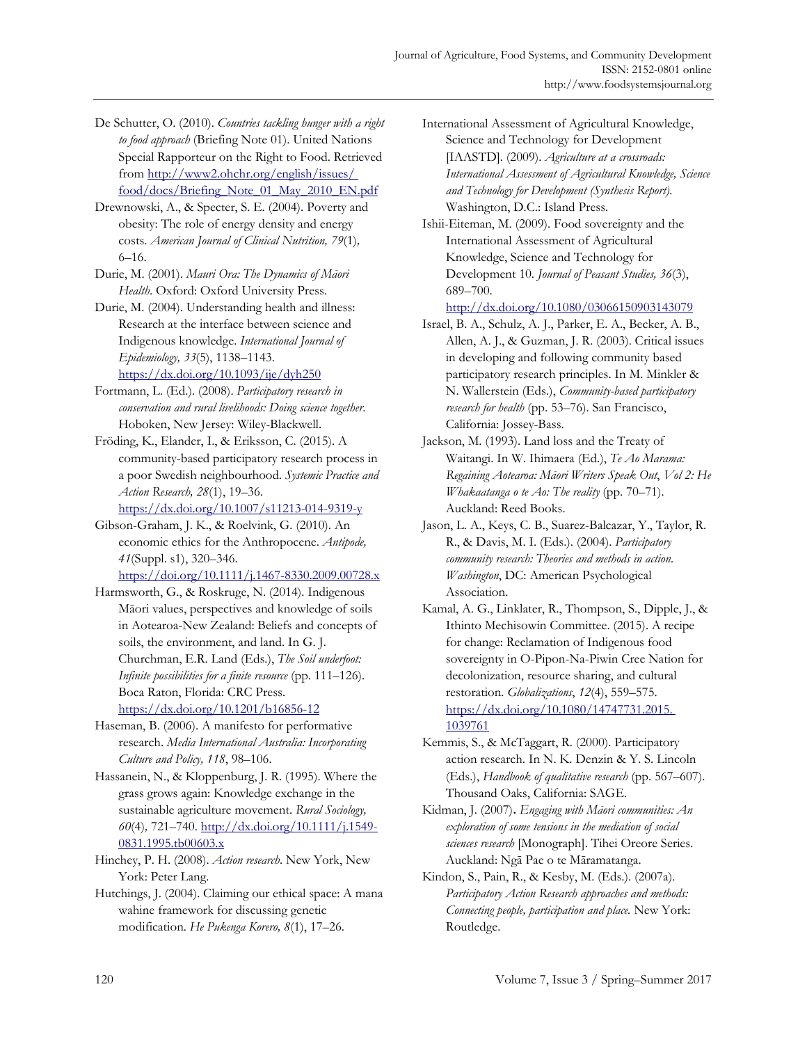De Schutter, O. (2010). *Countries tackling hunger with a right to food approach* (Briefing Note 01). United Nations Special Rapporteur on the Right to Food. Retrieved from http://www2.ohchr.org/english/issues/food/docs/Briefing_Note_01_May_2010_EN.pdf

Drewnowski, A., & Specter, S. E. (2004). Poverty and obesity: The role of energy density and energy costs. *American Journal of Clinical Nutrition, 79*(1), 6–16.

Durie, M. (2001). *Mauri Ora: The Dynamics of Māori Health*. Oxford: Oxford University Press.

Durie, M. (2004). Understanding health and illness: Research at the interface between science and Indigenous knowledge. *International Journal of Epidemiology, 33*(5), 1138–1143. https://dx.doi.org/10.1093/ije/dyh250

Fortmann, L. (Ed.). (2008). *Participatory research in conservation and rural livelihoods: Doing science together*. Hoboken, New Jersey: Wiley-Blackwell.

Fröding, K., Elander, I., & Eriksson, C. (2015). A community-based participatory research process in a poor Swedish neighbourhood. *Systemic Practice and Action Research, 28*(1), 19–36. https://dx.doi.org/10.1007/s11213-014-9319-y

Gibson-Graham, J. K., & Roelvink, G. (2010). An economic ethics for the Anthropocene. *Antipode, 41*(Suppl. s1), 320–346. https://doi.org/10.1111/j.1467-8330.2009.00728.x

Harmsworth, G., & Roskruge, N. (2014). Indigenous Māori values, perspectives and knowledge of soils in Aotearoa-New Zealand: Beliefs and concepts of soils, the environment, and land. In G. J. Churchman, E.R. Land (Eds.), *The Soil underfoot: Infinite possibilities for a finite resource* (pp. 111–126). Boca Raton, Florida: CRC Press. https://dx.doi.org/10.1201/b16856-12

Haseman, B. (2006). A manifesto for performative research. *Media International Australia: Incorporating Culture and Policy, 118*, 98–106.

Hassanein, N., & Kloppenburg, J. R. (1995). Where the grass grows again: Knowledge exchange in the sustainable agriculture movement. *Rural Sociology, 60*(4), 721–740. http://dx.doi.org/10.1111/j.1549-0831.1995.tb00603.x

Hinchey, P. H. (2008). *Action research*. New York, New York: Peter Lang.

Hutchings, J. (2004). Claiming our ethical space: A mana wahine framework for discussing genetic modification. *He Pukenga Korero, 8*(1), 17–26.

International Assessment of Agricultural Knowledge, Science and Technology for Development [IAASTD]. (2009). *Agriculture at a crossroads: International Assessment of Agricultural Knowledge, Science and Technology for Development (Synthesis Report)*. Washington, D.C.: Island Press.

Ishii-Eiteman, M. (2009). Food sovereignty and the International Assessment of Agricultural Knowledge, Science and Technology for Development 10. *Journal of Peasant Studies, 36*(3), 689–700. http://dx.doi.org/10.1080/03066150903143079

Israel, B. A., Schulz, A. J., Parker, E. A., Becker, A. B., Allen, A. J., & Guzman, J. R. (2003). Critical issues in developing and following community based participatory research principles. In M. Minkler & N. Wallerstein (Eds.), *Community-based participatory research for health* (pp. 53–76). San Francisco, California: Jossey-Bass.

Jackson, M. (1993). Land loss and the Treaty of Waitangi. In W. Ihimaera (Ed.), *Te Ao Marama: Regaining Aotearoa: Māori Writers Speak Out, Vol 2: He Whakaatanga o te Ao: The reality* (pp. 70–71). Auckland: Reed Books.

Jason, L. A., Keys, C. B., Suarez-Balcazar, Y., Taylor, R. R., & Davis, M. I. (Eds.). (2004). *Participatory community research: Theories and methods in action. Washington*, DC: American Psychological Association.

Kamal, A. G., Linklater, R., Thompson, S., Dipple, J., & Ithinto Mechisowin Committee. (2015). A recipe for change: Reclamation of Indigenous food sovereignty in O-Pipon-Na-Piwin Cree Nation for decolonization, resource sharing, and cultural restoration. *Globalizations*, *12*(4), 559–575. https://dx.doi.org/10.1080/14747731.2015.1039761

Kemmis, S., & McTaggart, R. (2000). Participatory action research. In N. K. Denzin & Y. S. Lincoln (Eds.), *Handbook of qualitative research* (pp. 567–607). Thousand Oaks, California: SAGE.

Kidman, J. (2007). *Engaging with Māori communities: An exploration of some tensions in the mediation of social sciences research* [Monograph]. Tihei Oreore Series. Auckland: Ngā Pae o te Māramatanga.

Kindon, S., Pain, R., & Kesby, M. (Eds.). (2007a). *Participatory Action Research approaches and methods: Connecting people, participation and place.* New York: Routledge.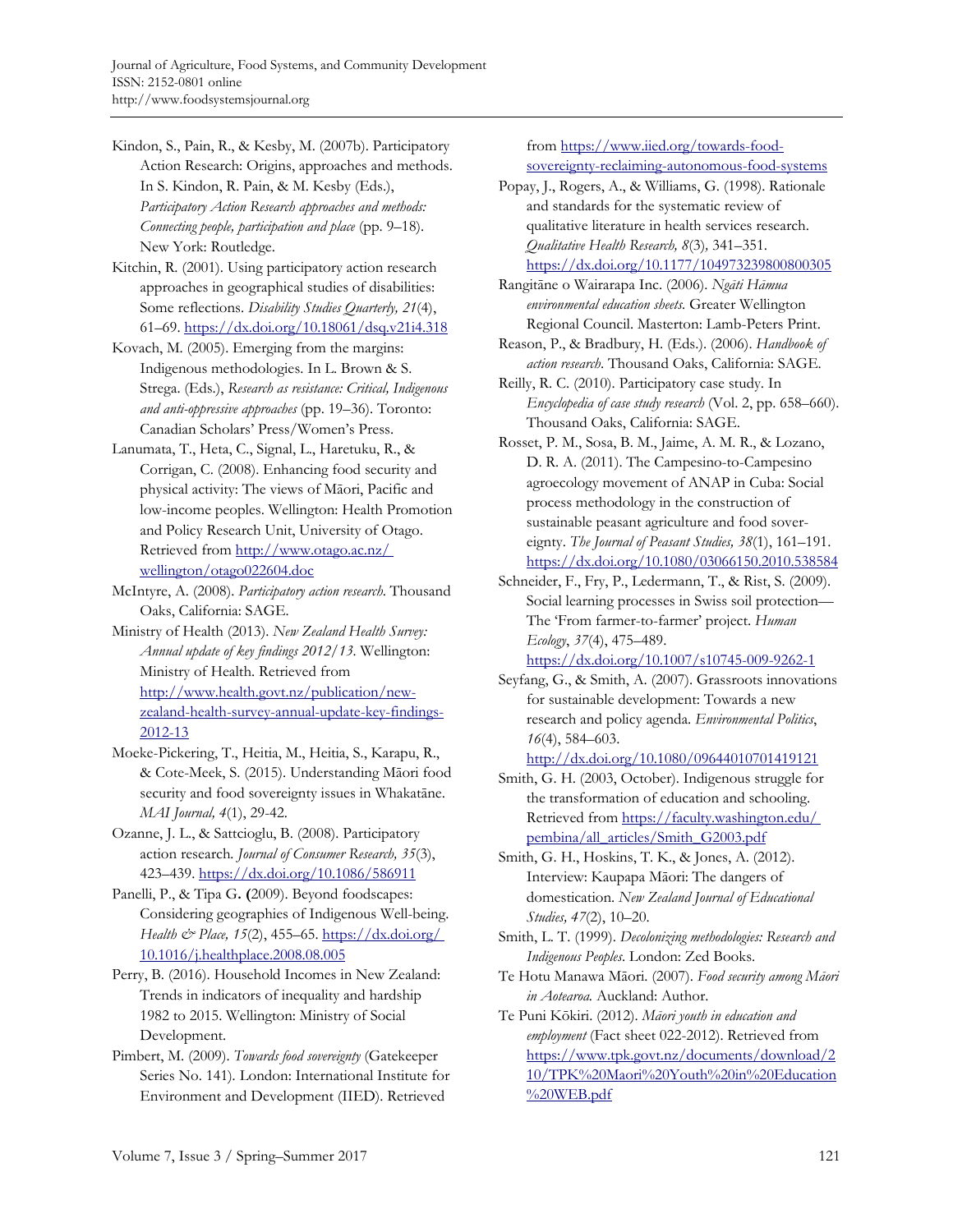Kindon, S., Pain, R., & Kesby, M. (2007b). Participatory Action Research: Origins, approaches and methods. In S. Kindon, R. Pain, & M. Kesby (Eds.), *Participatory Action Research approaches and methods: Connecting people, participation and place* (pp. 9–18). New York: Routledge.

Kitchin, R. (2001). Using participatory action research approaches in geographical studies of disabilities: Some reflections. *Disability Studies Quarterly, 21*(4), 61–69. https://dx.doi.org/10.18061/dsq.v21i4.318

Kovach, M. (2005). Emerging from the margins: Indigenous methodologies. In L. Brown & S. Strega. (Eds.), *Research as resistance: Critical, Indigenous and anti-oppressive approaches* (pp. 19–36). Toronto: Canadian Scholars' Press/Women's Press.

Lanumata, T., Heta, C., Signal, L., Haretuku, R., & Corrigan, C. (2008). Enhancing food security and physical activity: The views of Māori, Pacific and low-income peoples. Wellington: Health Promotion and Policy Research Unit, University of Otago. Retrieved from http://www.otago.ac.nz/wellington/otago022604.doc

McIntyre, A. (2008). *Participatory action research.* Thousand Oaks, California: SAGE.

Ministry of Health (2013). *New Zealand Health Survey: Annual update of key findings 2012/13.* Wellington: Ministry of Health. Retrieved from http://www.health.govt.nz/publication/new-zealand-health-survey-annual-update-key-findings-2012-13

Moeke-Pickering, T., Heitia, M., Heitia, S., Karapu, R., & Cote-Meek, S. (2015). Understanding Māori food security and food sovereignty issues in Whakatāne. *MAI Journal, 4*(1), 29-42.

Ozanne, J. L., & Sattcioglu, B. (2008). Participatory action research. *Journal of Consumer Research, 35*(3), 423–439. https://dx.doi.org/10.1086/586911

Panelli, P., & Tipa G**. (**2009). Beyond foodscapes: Considering geographies of Indigenous Well-being. *Health & Place, 15*(2), 455–65. https://dx.doi.org/10.1016/j.healthplace.2008.08.005

Perry, B. (2016). Household Incomes in New Zealand: Trends in indicators of inequality and hardship 1982 to 2015. Wellington: Ministry of Social Development.

Pimbert, M. (2009). *Towards food sovereignty* (Gatekeeper Series No. 141). London: International Institute for Environment and Development (IIED). Retrieved from https://www.iied.org/towards-food-sovereignty-reclaiming-autonomous-food-systems

Popay, J., Rogers, A., & Williams, G. (1998). Rationale and standards for the systematic review of qualitative literature in health services research. *Qualitative Health Research, 8*(3)*,* 341–351. https://dx.doi.org/10.1177/104973239800800305

Rangitāne o Wairarapa Inc. (2006). *Ngāti Hāmua environmental education sheets.* Greater Wellington Regional Council. Masterton: Lamb-Peters Print.

Reason, P., & Bradbury, H. (Eds.). (2006). *Handbook of action research.* Thousand Oaks, California: SAGE.

Reilly, R. C. (2010). Participatory case study. In *Encyclopedia of case study research* (Vol. 2, pp. 658–660). Thousand Oaks, California: SAGE.

Rosset, P. M., Sosa, B. M., Jaime, A. M. R., & Lozano, D. R. A. (2011). The Campesino-to-Campesino agroecology movement of ANAP in Cuba: Social process methodology in the construction of sustainable peasant agriculture and food sovereignty. *The Journal of Peasant Studies, 38*(1), 161–191. https://dx.doi.org/10.1080/03066150.2010.538584

Schneider, F., Fry, P., Ledermann, T., & Rist, S. (2009). Social learning processes in Swiss soil protection—The 'From farmer-to-farmer' project. *Human Ecology*, *37*(4), 475–489. https://dx.doi.org/10.1007/s10745-009-9262-1

Seyfang, G., & Smith, A. (2007). Grassroots innovations for sustainable development: Towards a new research and policy agenda. *Environmental Politics*, *16*(4), 584–603. http://dx.doi.org/10.1080/09644010701419121

Smith, G. H. (2003, October). Indigenous struggle for the transformation of education and schooling. Retrieved from https://faculty.washington.edu/pembina/all_articles/Smith_G2003.pdf

Smith, G. H., Hoskins, T. K., & Jones, A. (2012). Interview: Kaupapa Māori: The dangers of domestication. *New Zealand Journal of Educational Studies, 47*(2), 10–20.

Smith, L. T. (1999). *Decolonizing methodologies: Research and Indigenous Peoples.* London: Zed Books.

Te Hotu Manawa Māori. (2007). *Food security among Māori in Aotearoa.* Auckland: Author.

Te Puni Kōkiri. (2012). *Māori youth in education and employment* (Fact sheet 022-2012). Retrieved from https://www.tpk.govt.nz/documents/download/210/TPK%20Maori%20Youth%20in%20Education%20WEB.pdf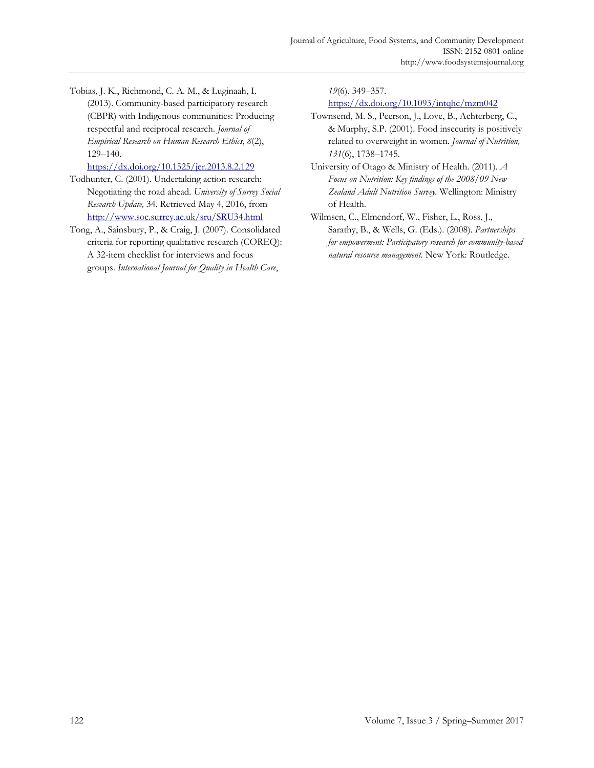Tobias, J. K., Richmond, C. A. M., & Luginaah, I. (2013). Community-based participatory research (CBPR) with Indigenous communities: Producing respectful and reciprocal research. *Journal of Empirical Research on Human Research Ethics*, *8*(2), 129–140. https://dx.doi.org/10.1525/jer.2013.8.2.129

Todhunter, C. (2001). Undertaking action research: Negotiating the road ahead. *University of Surrey Social Research Update,* 34. Retrieved May 4, 2016, from http://www.soc.surrey.ac.uk/sru/SRU34.html

Tong, A., Sainsbury, P., & Craig, J. (2007). Consolidated criteria for reporting qualitative research (COREQ): A 32-item checklist for interviews and focus groups. *International Journal for Quality in Health Care*, *19*(6), 349–357. https://dx.doi.org/10.1093/intqhc/mzm042

Townsend, M. S., Peerson, J., Love, B., Achterberg, C., & Murphy, S.P. (2001). Food insecurity is positively related to overweight in women. *Journal of Nutrition, 131*(6), 1738–1745.

University of Otago & Ministry of Health. (2011). *A Focus on Nutrition: Key findings of the 2008/09 New Zealand Adult Nutrition Survey*. Wellington: Ministry of Health.

Wilmsen, C., Elmendorf, W., Fisher, L., Ross, J., Sarathy, B., & Wells, G. (Eds.). (2008). *Partnerships for empowerment: Participatory research for community-based natural resource management*. New York: Routledge.